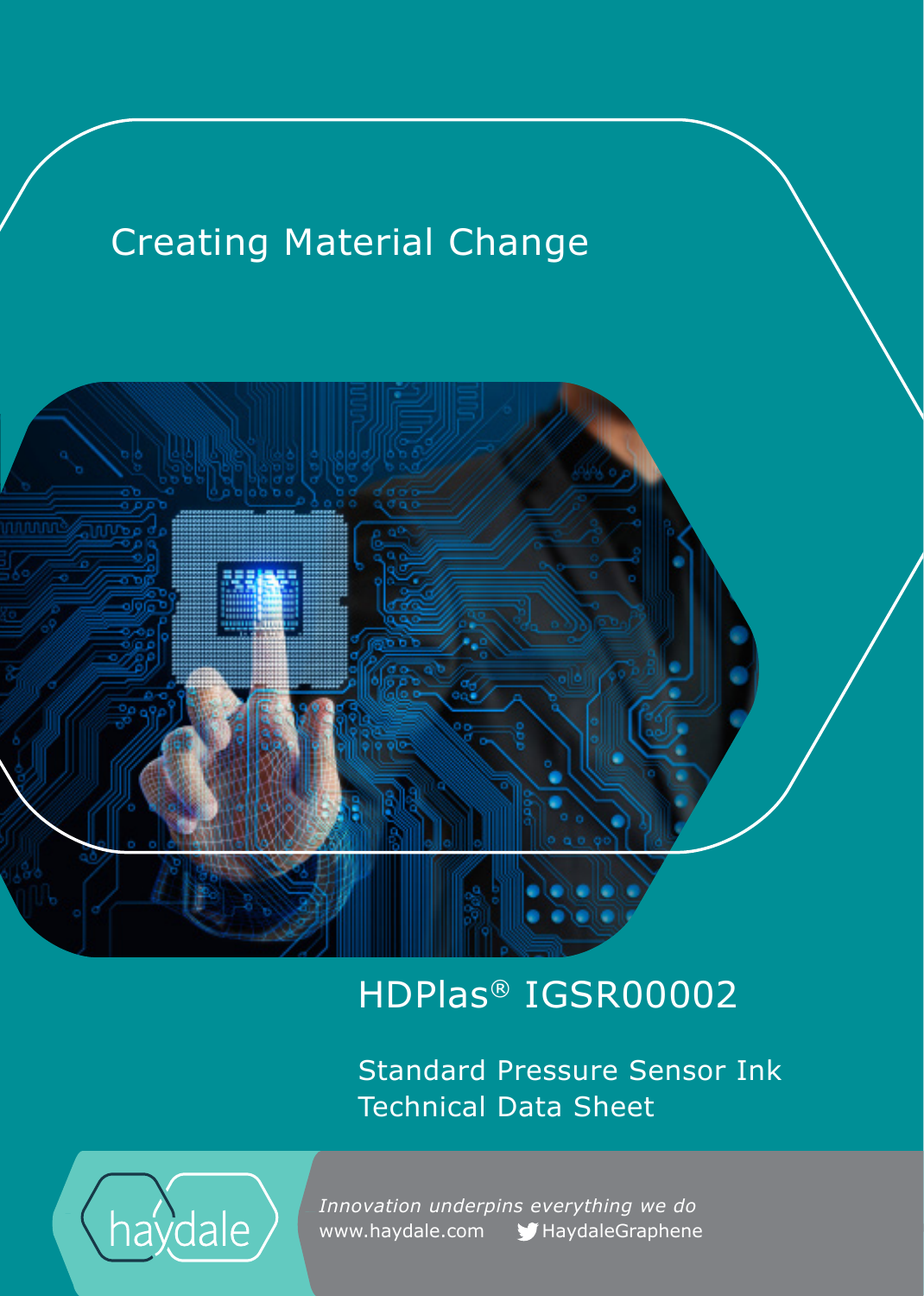Creating Material Change

# HDPlas® IGSR00002

## Standard Pressure Sensor Ink
## Technical Data Sheet

haydale

*Innovation underpins everything we do*
www.haydale.com HaydaleGraphene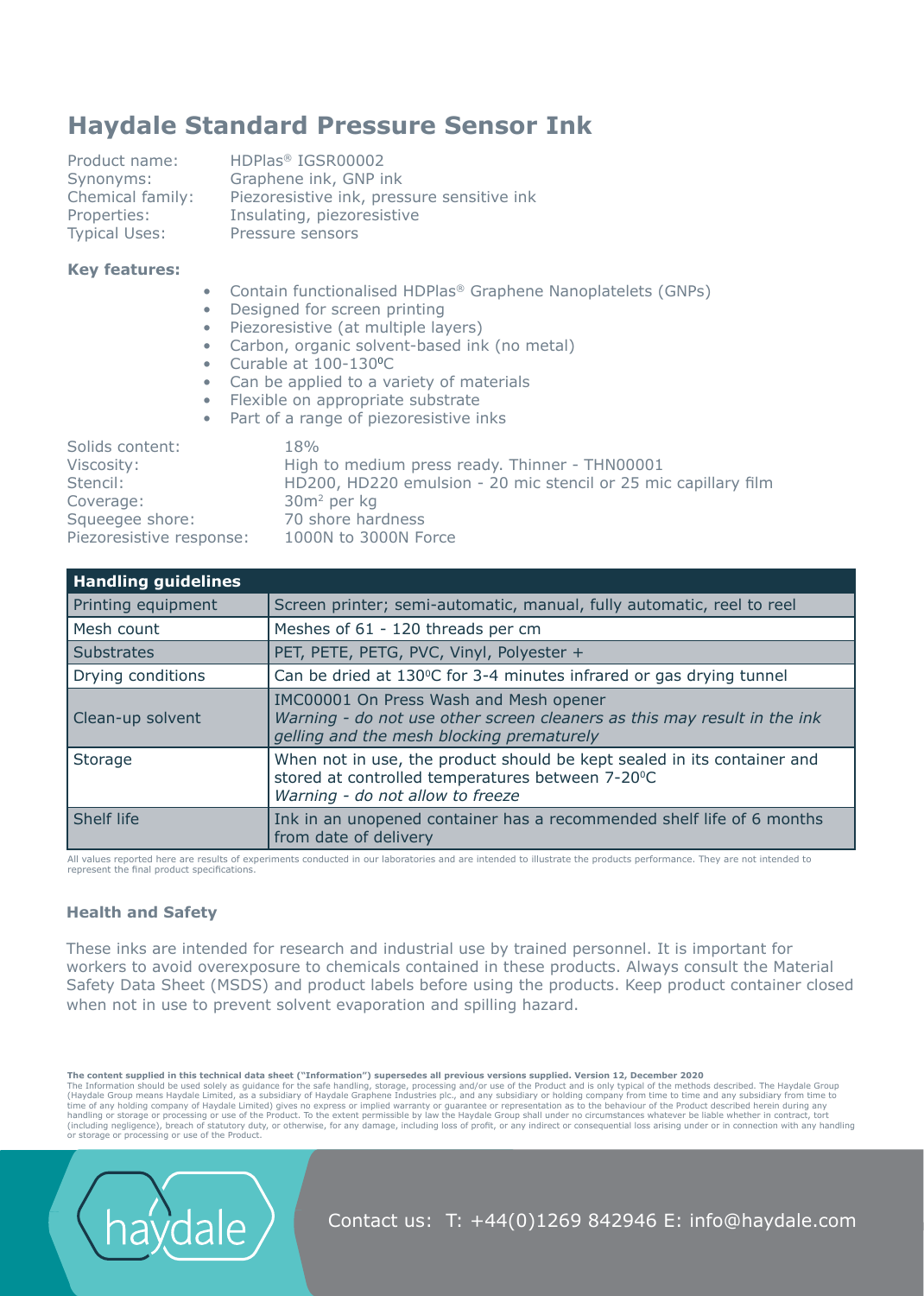# Haydale Standard Pressure Sensor Ink

Product name: HDPlas® IGSR00002
Synonyms: Graphene ink, GNP ink
Chemical family: Piezoresistive ink, pressure sensitive ink
Properties: Insulating, piezoresistive
Typical Uses: Pressure sensors

**Key features:**

- Contain functionalised HDPlas® Graphene Nanoplatelets (GNPs)
- Designed for screen printing
- Piezoresistive (at multiple layers)
- Carbon, organic solvent-based ink (no metal)
- Curable at 100-130⁰C
- Can be applied to a variety of materials
- Flexible on appropriate substrate
- Part of a range of piezoresistive inks

Solids content: 18%
Viscosity: High to medium press ready. Thinner - THN00001
Stencil: HD200, HD220 emulsion - 20 mic stencil or 25 mic capillary film
Coverage: 30m² per kg
Squeegee shore: 70 shore hardness
Piezoresistive response: 1000N to 3000N Force

| Handling guidelines | |
|---|---|
| Printing equipment | Screen printer; semi-automatic, manual, fully automatic, reel to reel |
| Mesh count | Meshes of 61 - 120 threads per cm |
| Substrates | PET, PETE, PETG, PVC, Vinyl, Polyester + |
| Drying conditions | Can be dried at 130⁰C for 3-4 minutes infrared or gas drying tunnel |
| Clean-up solvent | IMC00001 On Press Wash and Mesh opener *Warning - do not use other screen cleaners as this may result in the ink gelling and the mesh blocking prematurely* |
| Storage | When not in use, the product should be kept sealed in its container and stored at controlled temperatures between 7-20⁰C *Warning - do not allow to freeze* |
| Shelf life | Ink in an unopened container has a recommended shelf life of 6 months from date of delivery |

All values reported here are results of experiments conducted in our laboratories and are intended to illustrate the products performance. They are not intended to represent the final product specifications.

### Health and Safety

These inks are intended for research and industrial use by trained personnel. It is important for workers to avoid overexposure to chemicals contained in these products. Always consult the Material Safety Data Sheet (MSDS) and product labels before using the products. Keep product container closed when not in use to prevent solvent evaporation and spilling hazard.

**The content supplied in this technical data sheet ("Information") supersedes all previous versions supplied. Version 12, December 2020**
The Information should be used solely as guidance for the safe handling, storage, processing and/or use of the Product and is only typical of the methods described. The Haydale Group (Haydale Group means Haydale Limited, as a subsidiary of Haydale Graphene Industries plc., and any subsidiary or holding company from time to time and any subsidiary from time to time of any holding company of Haydale Limited) gives no express or implied warranty or guarantee or representation as to the behaviour of the Product described herein during any handling or storage or processing or use of the Product. To the extent permissible by law the Haydale Group shall under no circumstances whatever be liable whether in contract, tort (including negligence), breach of statutory duty, or otherwise, for any damage, including loss of profit, or any indirect or consequential loss arising under or in connection with any handling or storage or processing or use of the Product.

haydale

Contact us: T: +44(0)1269 842946 E: info@haydale.com